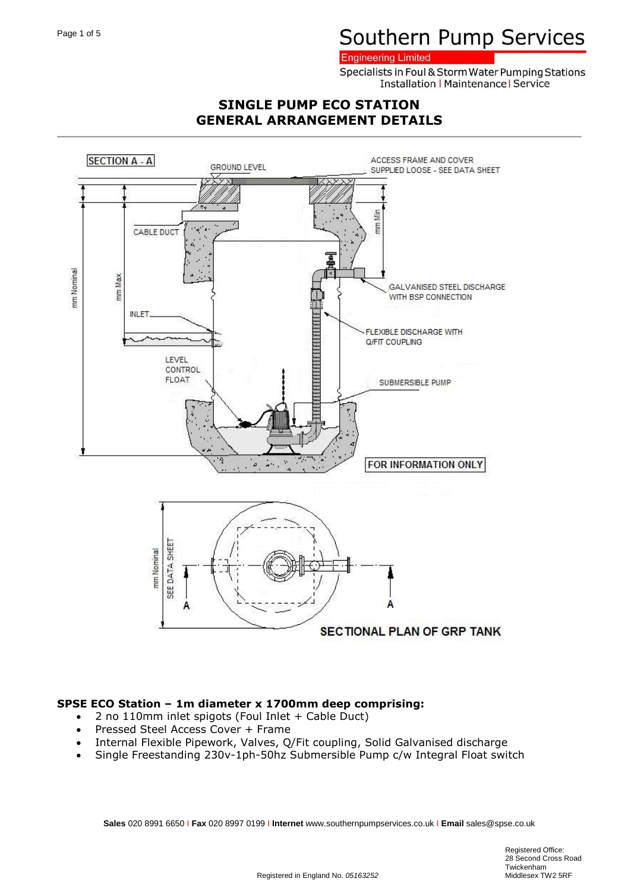# SINGLE PUMP ECO STATION
# GENERAL ARRANGEMENT DETAILS

SECTION A - A

GROUND LEVEL

ACCESS FRAME AND COVER SUPPLIED LOOSE - SEE DATA SHEET

CABLE DUCT

mm Min

mm Nominal

mm Max

GALVANISED STEEL DISCHARGE WITH BSP CONNECTION

INLET

FLEXIBLE DISCHARGE WITH Q/FIT COUPLING

LEVEL CONTROL FLOAT

SUBMERSIBLE PUMP

FOR INFORMATION ONLY

mm Nominal

SEE DATA SHEET

A

A

SECTIONAL PLAN OF GRP TANK

**SPSE ECO Station – 1m diameter x 1700mm deep comprising:**

- 2 no 110mm inlet spigots (Foul Inlet + Cable Duct)
- Pressed Steel Access Cover + Frame
- Internal Flexible Pipework, Valves, Q/Fit coupling, Solid Galvanised discharge
- Single Freestanding 230v-1ph-50hz Submersible Pump c/w Integral Float switch

**Sales** 020 8991 6650 | **Fax** 020 8997 0199 | **Internet** www.southernpumpservices.co.uk | **Email** sales@spse.co.uk

Registered in England No. *05163252*

Registered Office:
28 Second Cross Road
Twickenham
Middlesex TW2 5RF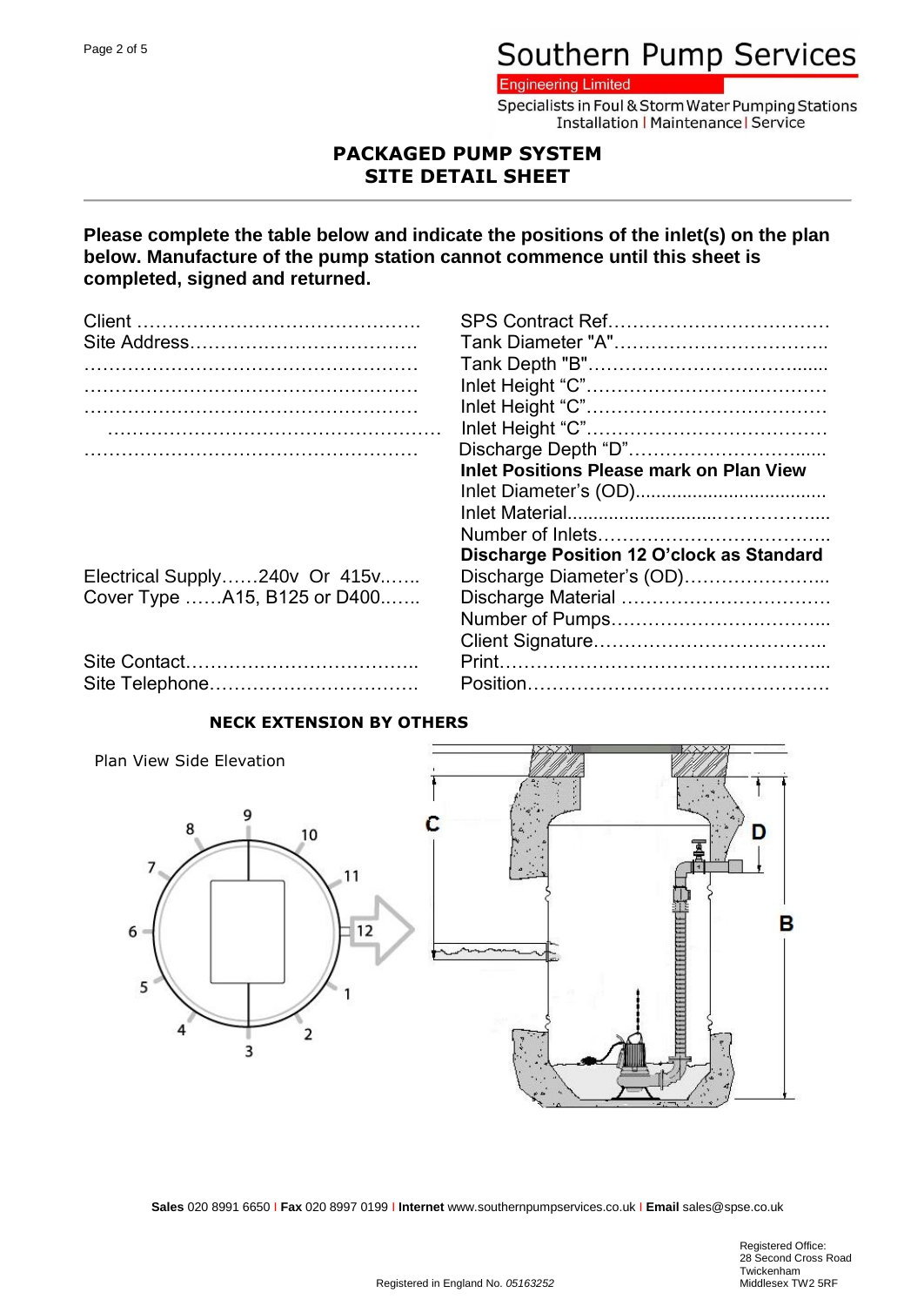# Southern Pump Services

Engineering Limited

Specialists in Foul & Storm Water Pumping Stations
Installation | Maintenance | Service

## PACKAGED PUMP SYSTEM
## SITE DETAIL SHEET

**Please complete the table below and indicate the positions of the inlet(s) on the plan below. Manufacture of the pump station cannot commence until this sheet is completed, signed and returned.**

Client ……………………………………….

Site Address………………………………

………………………………………………

………………………………………………

………………………………………………

………………………………………………

………………………………………………

Electrical Supply……240v Or 415v..…..

Cover Type ……A15, B125 or D400.…..

Site Contact………………………………..

Site Telephone……………………………

SPS Contract Ref………………………………

Tank Diameter "A"……………………………..

Tank Depth "B"………………………………......

Inlet Height “C”…………………………………

Inlet Height “C”…………………………………

Inlet Height “C”…………………………………

Discharge Depth “D”…………………………......

**Inlet Positions Please mark on Plan View**

Inlet Diameter’s (OD)....................................

Inlet Material...........................……………....

Number of Inlets………………………………..

**Discharge Position 12 O’clock as Standard**

Discharge Diameter’s (OD)…………………...

Discharge Material ……………………………

Number of Pumps……………………………...

Client Signature………………………………..

Print……………………………………………...

Position…………………………………………

**NECK EXTENSION BY OTHERS**

Plan View Side Elevation

1 2 3 4 5 6 7 8 9 10 11 12

C D B

**Sales** 020 8991 6650 | **Fax** 020 8997 0199 | **Internet** www.southernpumpservices.co.uk | **Email** sales@spse.co.uk

Registered in England No. *05163252*

Registered Office:
28 Second Cross Road
Twickenham
Middlesex TW2 5RF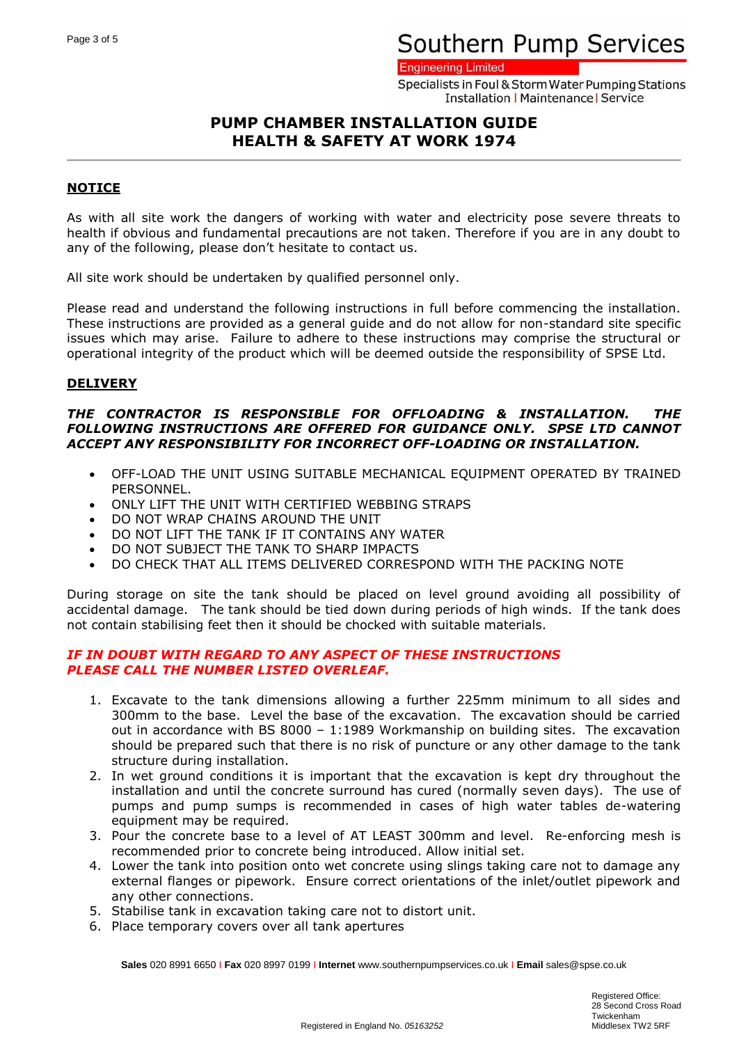# PUMP CHAMBER INSTALLATION GUIDE
# HEALTH & SAFETY AT WORK 1974

## NOTICE

As with all site work the dangers of working with water and electricity pose severe threats to health if obvious and fundamental precautions are not taken. Therefore if you are in any doubt to any of the following, please don't hesitate to contact us.

All site work should be undertaken by qualified personnel only.

Please read and understand the following instructions in full before commencing the installation. These instructions are provided as a general guide and do not allow for non-standard site specific issues which may arise. Failure to adhere to these instructions may comprise the structural or operational integrity of the product which will be deemed outside the responsibility of SPSE Ltd.

## DELIVERY

***THE CONTRACTOR IS RESPONSIBLE FOR OFFLOADING & INSTALLATION. THE FOLLOWING INSTRUCTIONS ARE OFFERED FOR GUIDANCE ONLY. SPSE LTD CANNOT ACCEPT ANY RESPONSIBILITY FOR INCORRECT OFF-LOADING OR INSTALLATION.***

- OFF-LOAD THE UNIT USING SUITABLE MECHANICAL EQUIPMENT OPERATED BY TRAINED PERSONNEL.
- ONLY LIFT THE UNIT WITH CERTIFIED WEBBING STRAPS
- DO NOT WRAP CHAINS AROUND THE UNIT
- DO NOT LIFT THE TANK IF IT CONTAINS ANY WATER
- DO NOT SUBJECT THE TANK TO SHARP IMPACTS
- DO CHECK THAT ALL ITEMS DELIVERED CORRESPOND WITH THE PACKING NOTE

During storage on site the tank should be placed on level ground avoiding all possibility of accidental damage. The tank should be tied down during periods of high winds. If the tank does not contain stabilising feet then it should be chocked with suitable materials.

***IF IN DOUBT WITH REGARD TO ANY ASPECT OF THESE INSTRUCTIONS PLEASE CALL THE NUMBER LISTED OVERLEAF.***

1. Excavate to the tank dimensions allowing a further 225mm minimum to all sides and 300mm to the base. Level the base of the excavation. The excavation should be carried out in accordance with BS 8000 – 1:1989 Workmanship on building sites. The excavation should be prepared such that there is no risk of puncture or any other damage to the tank structure during installation.
2. In wet ground conditions it is important that the excavation is kept dry throughout the installation and until the concrete surround has cured (normally seven days). The use of pumps and pump sumps is recommended in cases of high water tables de-watering equipment may be required.
3. Pour the concrete base to a level of AT LEAST 300mm and level. Re-enforcing mesh is recommended prior to concrete being introduced. Allow initial set.
4. Lower the tank into position onto wet concrete using slings taking care not to damage any external flanges or pipework. Ensure correct orientations of the inlet/outlet pipework and any other connections.
5. Stabilise tank in excavation taking care not to distort unit.
6. Place temporary covers over all tank apertures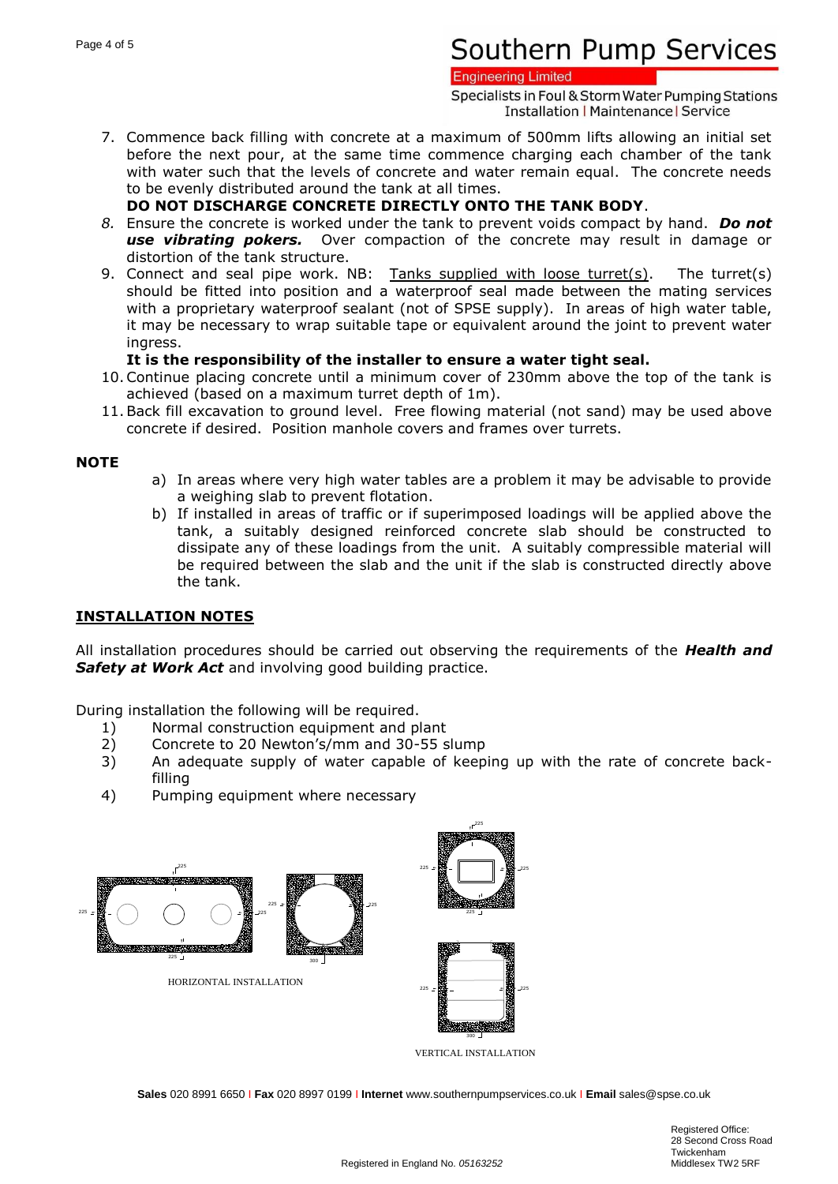7. Commence back filling with concrete at a maximum of 500mm lifts allowing an initial set before the next pour, at the same time commence charging each chamber of the tank with water such that the levels of concrete and water remain equal. The concrete needs to be evenly distributed around the tank at all times.
   **DO NOT DISCHARGE CONCRETE DIRECTLY ONTO THE TANK BODY**.
8. Ensure the concrete is worked under the tank to prevent voids compact by hand. ***Do not use vibrating pokers.*** Over compaction of the concrete may result in damage or distortion of the tank structure.
9. Connect and seal pipe work. NB: Tanks supplied with loose turret(s). The turret(s) should be fitted into position and a waterproof seal made between the mating services with a proprietary waterproof sealant (not of SPSE supply). In areas of high water table, it may be necessary to wrap suitable tape or equivalent around the joint to prevent water ingress.
   **It is the responsibility of the installer to ensure a water tight seal.**
10. Continue placing concrete until a minimum cover of 230mm above the top of the tank is achieved (based on a maximum turret depth of 1m).
11. Back fill excavation to ground level. Free flowing material (not sand) may be used above concrete if desired. Position manhole covers and frames over turrets.

**NOTE**

a) In areas where very high water tables are a problem it may be advisable to provide a weighing slab to prevent flotation.
b) If installed in areas of traffic or if superimposed loadings will be applied above the tank, a suitably designed reinforced concrete slab should be constructed to dissipate any of these loadings from the unit. A suitably compressible material will be required between the slab and the unit if the slab is constructed directly above the tank.

## INSTALLATION NOTES

All installation procedures should be carried out observing the requirements of the ***Health and Safety at Work Act*** and involving good building practice.

During installation the following will be required.

1) Normal construction equipment and plant
2) Concrete to 20 Newton's/mm and 30-55 slump
3) An adequate supply of water capable of keeping up with the rate of concrete back-filling
4) Pumping equipment where necessary

HORIZONTAL INSTALLATION

VERTICAL INSTALLATION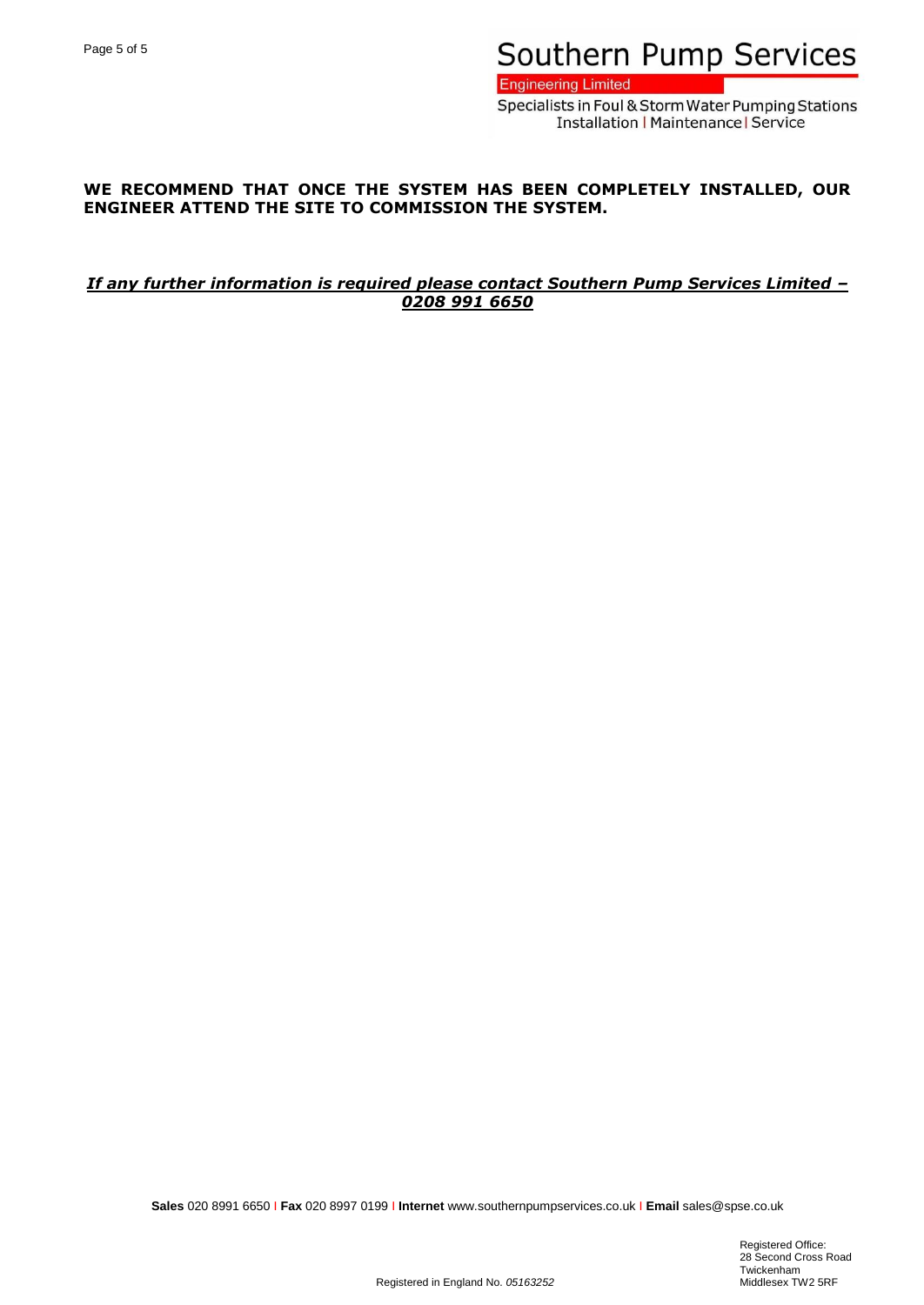**WE RECOMMEND THAT ONCE THE SYSTEM HAS BEEN COMPLETELY INSTALLED, OUR ENGINEER ATTEND THE SITE TO COMMISSION THE SYSTEM.**

***If any further information is required please contact Southern Pump Services Limited – 0208 991 6650***